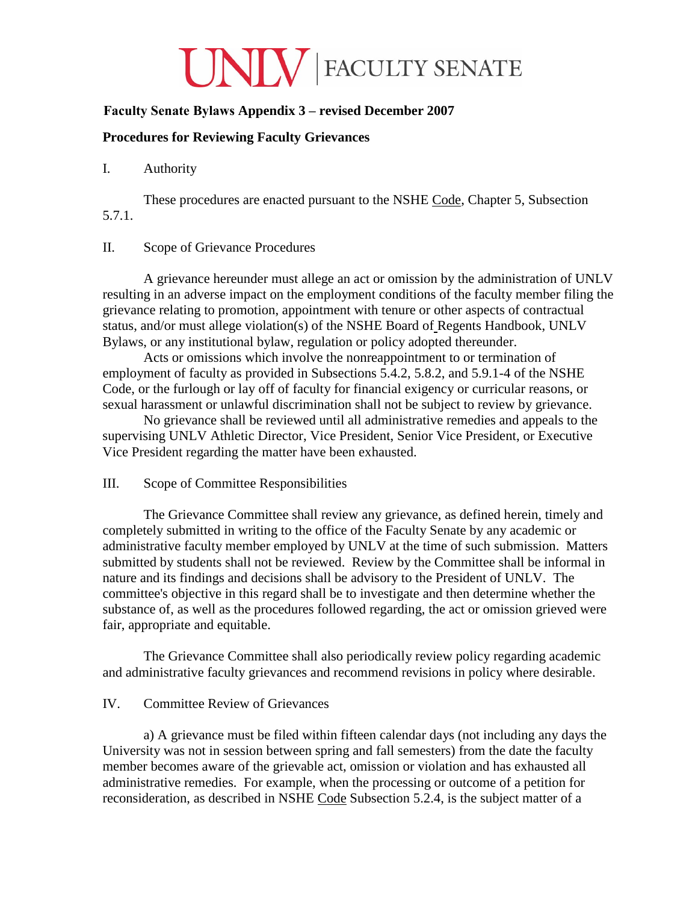# UNLV | FACULTY SENATE

## Faculty Senate Bylaws Appendix 3 – revised December 2007

### Procedures for Reviewing Faculty Grievances

I. Authority

These procedures are enacted pursuant to the NSHE Code, Chapter 5, Subsection 5.7.1.

II. Scope of Grievance Procedures

A grievance hereunder must allege an act or omission by the administration of UNLV resulting in an adverse impact on the employment conditions of the faculty member filing the grievance relating to promotion, appointment with tenure or other aspects of contractual status, and/or must allege violation(s) of the NSHE Board of Regents Handbook, UNLV Bylaws, or any institutional bylaw, regulation or policy adopted thereunder.

Acts or omissions which involve the nonreappointment to or termination of employment of faculty as provided in Subsections 5.4.2, 5.8.2, and 5.9.1-4 of the NSHE Code, or the furlough or lay off of faculty for financial exigency or curricular reasons, or sexual harassment or unlawful discrimination shall not be subject to review by grievance.

No grievance shall be reviewed until all administrative remedies and appeals to the supervising UNLV Athletic Director, Vice President, Senior Vice President, or Executive Vice President regarding the matter have been exhausted.

III. Scope of Committee Responsibilities

The Grievance Committee shall review any grievance, as defined herein, timely and completely submitted in writing to the office of the Faculty Senate by any academic or administrative faculty member employed by UNLV at the time of such submission. Matters submitted by students shall not be reviewed. Review by the Committee shall be informal in nature and its findings and decisions shall be advisory to the President of UNLV. The committee's objective in this regard shall be to investigate and then determine whether the substance of, as well as the procedures followed regarding, the act or omission grieved were fair, appropriate and equitable.

The Grievance Committee shall also periodically review policy regarding academic and administrative faculty grievances and recommend revisions in policy where desirable.

IV. Committee Review of Grievances

a) A grievance must be filed within fifteen calendar days (not including any days the University was not in session between spring and fall semesters) from the date the faculty member becomes aware of the grievable act, omission or violation and has exhausted all administrative remedies. For example, when the processing or outcome of a petition for reconsideration, as described in NSHE Code Subsection 5.2.4, is the subject matter of a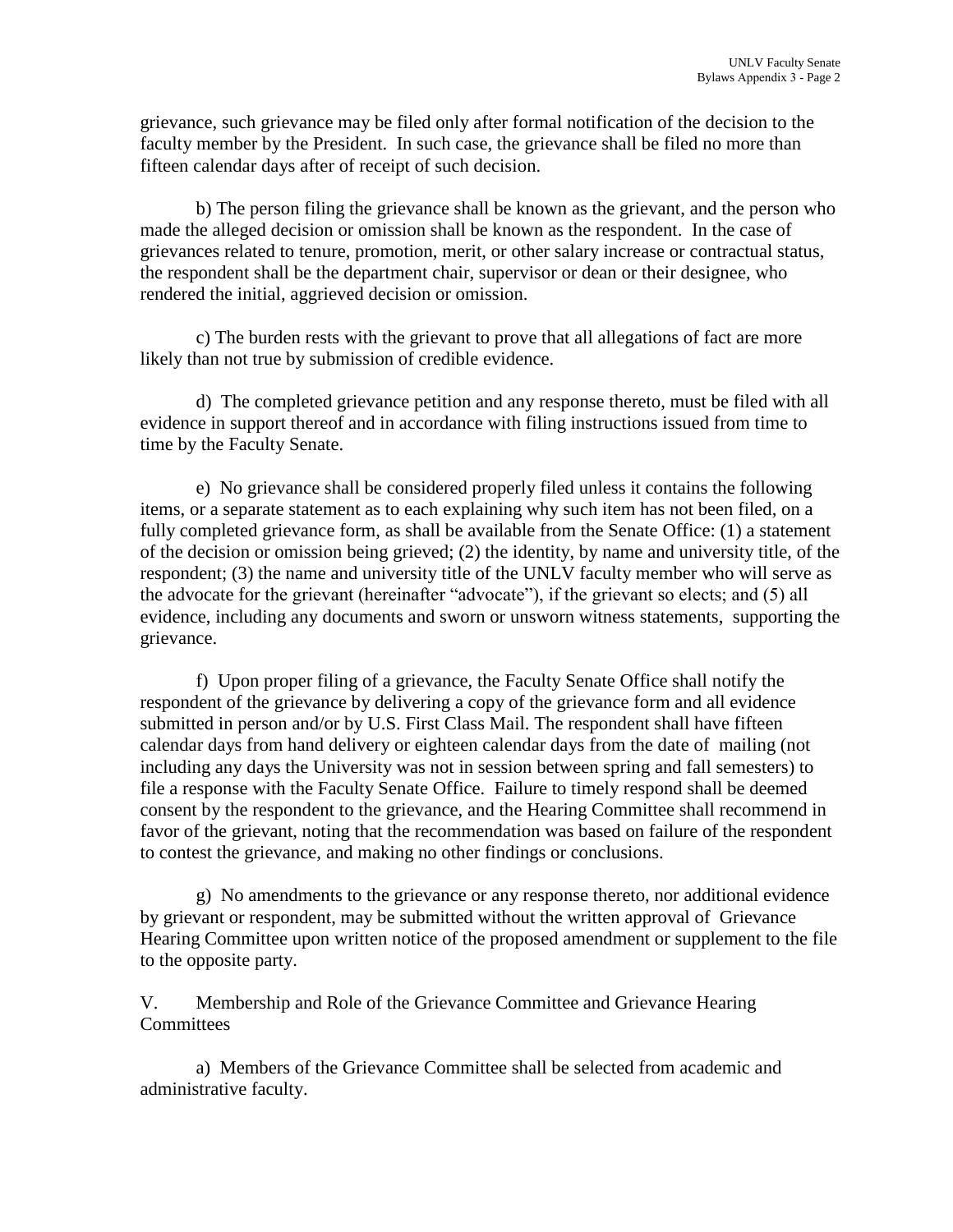grievance, such grievance may be filed only after formal notification of the decision to the faculty member by the President. In such case, the grievance shall be filed no more than fifteen calendar days after of receipt of such decision.

b) The person filing the grievance shall be known as the grievant, and the person who made the alleged decision or omission shall be known as the respondent. In the case of grievances related to tenure, promotion, merit, or other salary increase or contractual status, the respondent shall be the department chair, supervisor or dean or their designee, who rendered the initial, aggrieved decision or omission.

c) The burden rests with the grievant to prove that all allegations of fact are more likely than not true by submission of credible evidence.

d) The completed grievance petition and any response thereto, must be filed with all evidence in support thereof and in accordance with filing instructions issued from time to time by the Faculty Senate.

e) No grievance shall be considered properly filed unless it contains the following items, or a separate statement as to each explaining why such item has not been filed, on a fully completed grievance form, as shall be available from the Senate Office: (1) a statement of the decision or omission being grieved; (2) the identity, by name and university title, of the respondent; (3) the name and university title of the UNLV faculty member who will serve as the advocate for the grievant (hereinafter "advocate"), if the grievant so elects; and (5) all evidence, including any documents and sworn or unsworn witness statements, supporting the grievance.

f) Upon proper filing of a grievance, the Faculty Senate Office shall notify the respondent of the grievance by delivering a copy of the grievance form and all evidence submitted in person and/or by U.S. First Class Mail. The respondent shall have fifteen calendar days from hand delivery or eighteen calendar days from the date of mailing (not including any days the University was not in session between spring and fall semesters) to file a response with the Faculty Senate Office. Failure to timely respond shall be deemed consent by the respondent to the grievance, and the Hearing Committee shall recommend in favor of the grievant, noting that the recommendation was based on failure of the respondent to contest the grievance, and making no other findings or conclusions.

g) No amendments to the grievance or any response thereto, nor additional evidence by grievant or respondent, may be submitted without the written approval of Grievance Hearing Committee upon written notice of the proposed amendment or supplement to the file to the opposite party.

V. Membership and Role of the Grievance Committee and Grievance Hearing Committees

a) Members of the Grievance Committee shall be selected from academic and administrative faculty.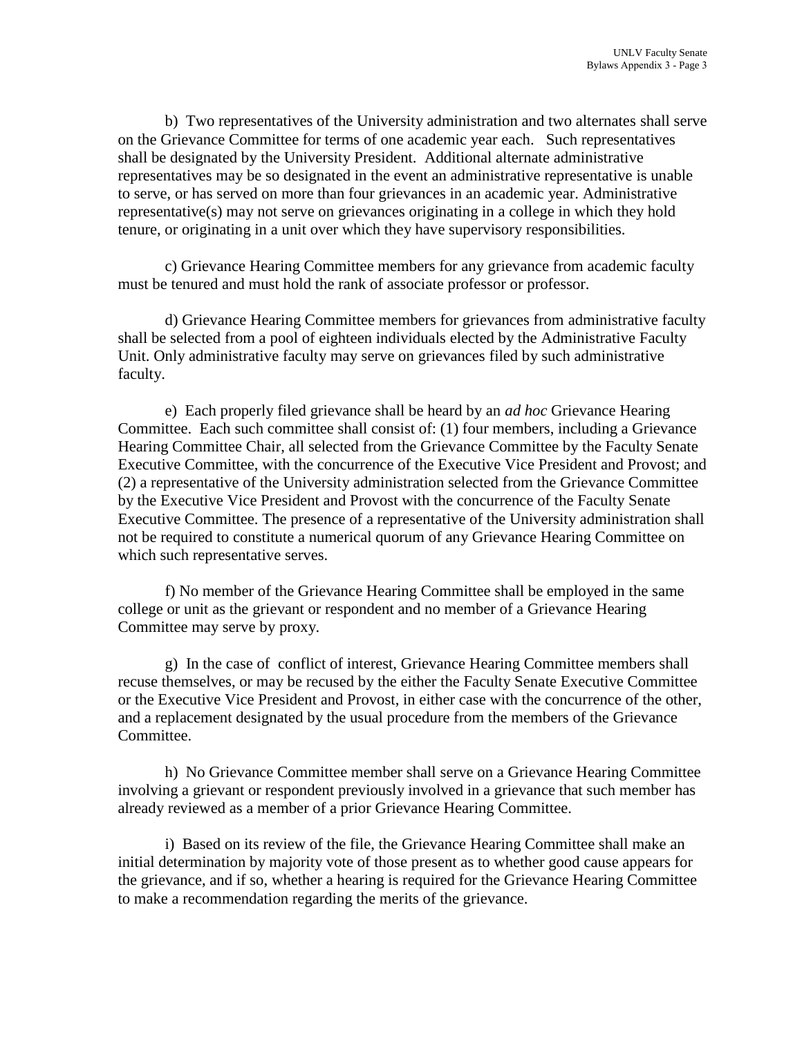b) Two representatives of the University administration and two alternates shall serve on the Grievance Committee for terms of one academic year each. Such representatives shall be designated by the University President. Additional alternate administrative representatives may be so designated in the event an administrative representative is unable to serve, or has served on more than four grievances in an academic year. Administrative representative(s) may not serve on grievances originating in a college in which they hold tenure, or originating in a unit over which they have supervisory responsibilities.

c) Grievance Hearing Committee members for any grievance from academic faculty must be tenured and must hold the rank of associate professor or professor.

d) Grievance Hearing Committee members for grievances from administrative faculty shall be selected from a pool of eighteen individuals elected by the Administrative Faculty Unit. Only administrative faculty may serve on grievances filed by such administrative faculty.

e) Each properly filed grievance shall be heard by an *ad hoc* Grievance Hearing Committee. Each such committee shall consist of: (1) four members, including a Grievance Hearing Committee Chair, all selected from the Grievance Committee by the Faculty Senate Executive Committee, with the concurrence of the Executive Vice President and Provost; and (2) a representative of the University administration selected from the Grievance Committee by the Executive Vice President and Provost with the concurrence of the Faculty Senate Executive Committee. The presence of a representative of the University administration shall not be required to constitute a numerical quorum of any Grievance Hearing Committee on which such representative serves.

f) No member of the Grievance Hearing Committee shall be employed in the same college or unit as the grievant or respondent and no member of a Grievance Hearing Committee may serve by proxy.

g) In the case of conflict of interest, Grievance Hearing Committee members shall recuse themselves, or may be recused by the either the Faculty Senate Executive Committee or the Executive Vice President and Provost, in either case with the concurrence of the other, and a replacement designated by the usual procedure from the members of the Grievance Committee.

h) No Grievance Committee member shall serve on a Grievance Hearing Committee involving a grievant or respondent previously involved in a grievance that such member has already reviewed as a member of a prior Grievance Hearing Committee.

i) Based on its review of the file, the Grievance Hearing Committee shall make an initial determination by majority vote of those present as to whether good cause appears for the grievance, and if so, whether a hearing is required for the Grievance Hearing Committee to make a recommendation regarding the merits of the grievance.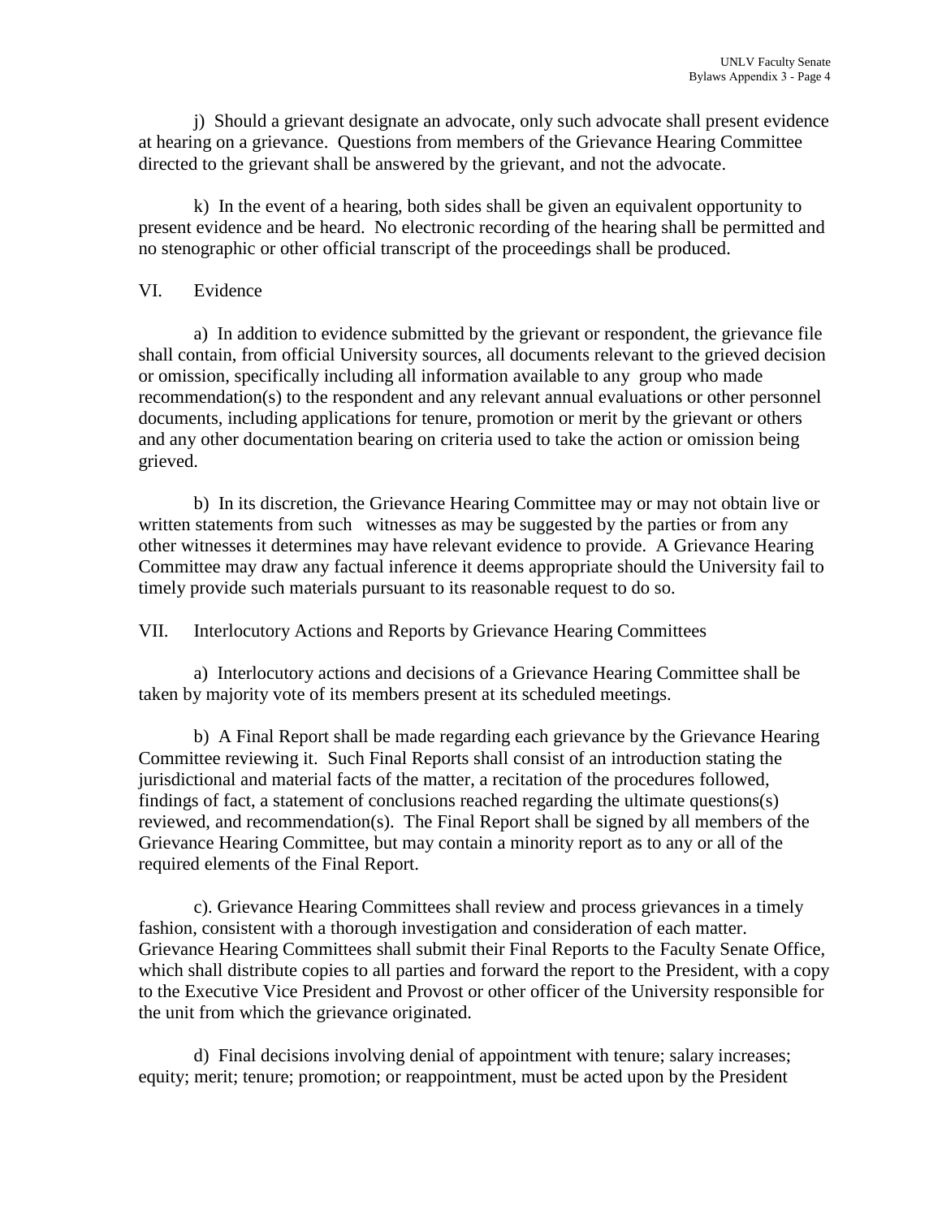j) Should a grievant designate an advocate, only such advocate shall present evidence at hearing on a grievance. Questions from members of the Grievance Hearing Committee directed to the grievant shall be answered by the grievant, and not the advocate.

k) In the event of a hearing, both sides shall be given an equivalent opportunity to present evidence and be heard. No electronic recording of the hearing shall be permitted and no stenographic or other official transcript of the proceedings shall be produced.

VI. Evidence

a) In addition to evidence submitted by the grievant or respondent, the grievance file shall contain, from official University sources, all documents relevant to the grieved decision or omission, specifically including all information available to any group who made recommendation(s) to the respondent and any relevant annual evaluations or other personnel documents, including applications for tenure, promotion or merit by the grievant or others and any other documentation bearing on criteria used to take the action or omission being grieved.

b) In its discretion, the Grievance Hearing Committee may or may not obtain live or written statements from such witnesses as may be suggested by the parties or from any other witnesses it determines may have relevant evidence to provide. A Grievance Hearing Committee may draw any factual inference it deems appropriate should the University fail to timely provide such materials pursuant to its reasonable request to do so.

VII. Interlocutory Actions and Reports by Grievance Hearing Committees

a) Interlocutory actions and decisions of a Grievance Hearing Committee shall be taken by majority vote of its members present at its scheduled meetings.

b) A Final Report shall be made regarding each grievance by the Grievance Hearing Committee reviewing it. Such Final Reports shall consist of an introduction stating the jurisdictional and material facts of the matter, a recitation of the procedures followed, findings of fact, a statement of conclusions reached regarding the ultimate questions(s) reviewed, and recommendation(s). The Final Report shall be signed by all members of the Grievance Hearing Committee, but may contain a minority report as to any or all of the required elements of the Final Report.

c). Grievance Hearing Committees shall review and process grievances in a timely fashion, consistent with a thorough investigation and consideration of each matter. Grievance Hearing Committees shall submit their Final Reports to the Faculty Senate Office, which shall distribute copies to all parties and forward the report to the President, with a copy to the Executive Vice President and Provost or other officer of the University responsible for the unit from which the grievance originated.

d) Final decisions involving denial of appointment with tenure; salary increases; equity; merit; tenure; promotion; or reappointment, must be acted upon by the President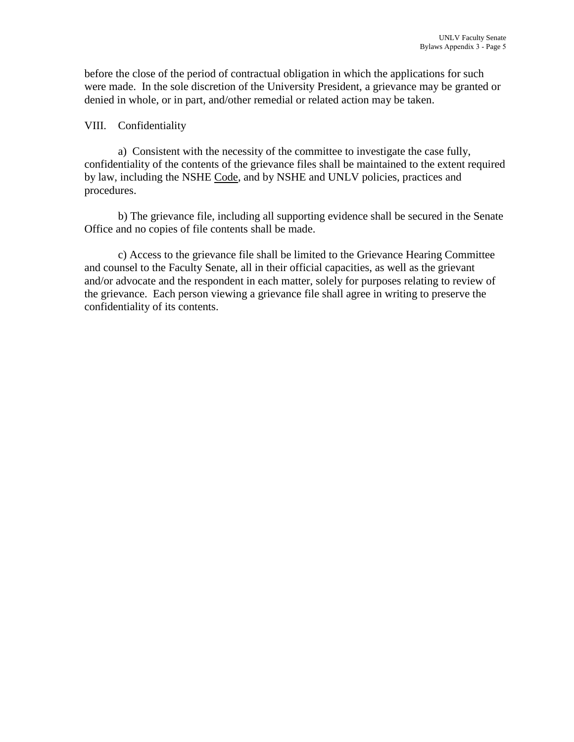before the close of the period of contractual obligation in which the applications for such were made. In the sole discretion of the University President, a grievance may be granted or denied in whole, or in part, and/other remedial or related action may be taken.

## VIII. Confidentiality

a) Consistent with the necessity of the committee to investigate the case fully, confidentiality of the contents of the grievance files shall be maintained to the extent required by law, including the NSHE Code, and by NSHE and UNLV policies, practices and procedures.

b) The grievance file, including all supporting evidence shall be secured in the Senate Office and no copies of file contents shall be made.

c) Access to the grievance file shall be limited to the Grievance Hearing Committee and counsel to the Faculty Senate, all in their official capacities, as well as the grievant and/or advocate and the respondent in each matter, solely for purposes relating to review of the grievance. Each person viewing a grievance file shall agree in writing to preserve the confidentiality of its contents.